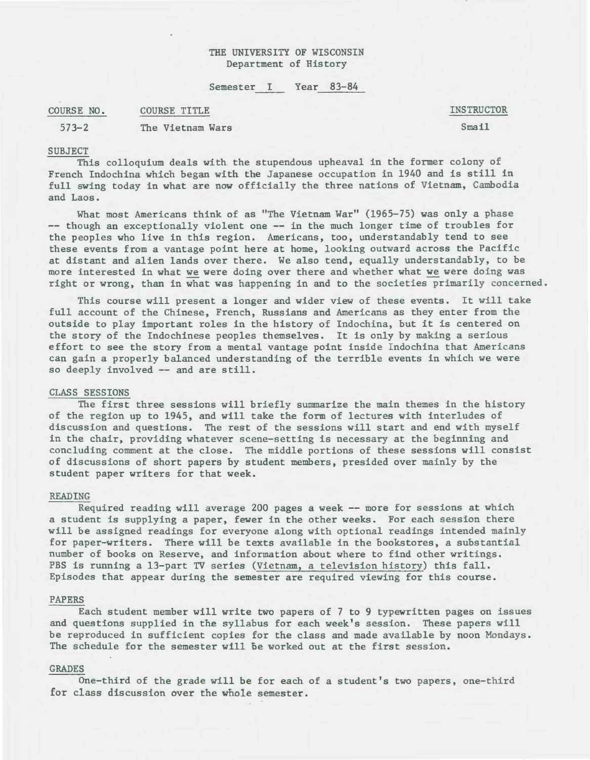THE UNIVERSITY OF WISCONSIN
Department of History

Semester I Year 83-84

| COURSE NO. | COURSE TITLE | INSTRUCTOR |
|---|---|---|
| 573-2 | The Vietnam Wars | Smail |

## SUBJECT

This colloquium deals with the stupendous upheaval in the former colony of French Indochina which began with the Japanese occupation in 1940 and is still in full swing today in what are now officially the three nations of Vietnam, Cambodia and Laos.

What most Americans think of as "The Vietnam War" (1965-75) was only a phase -- though an exceptionally violent one -- in the much longer time of troubles for the peoples who live in this region. Americans, too, understandably tend to see these events from a vantage point here at home, looking outward across the Pacific at distant and alien lands over there. We also tend, equally understandably, to be more interested in what we were doing over there and whether what we were doing was right or wrong, than in what was happening in and to the societies primarily concerned.

This course will present a longer and wider view of these events. It will take full account of the Chinese, French, Russians and Americans as they enter from the outside to play important roles in the history of Indochina, but it is centered on the story of the Indochinese peoples themselves. It is only by making a serious effort to see the story from a mental vantage point inside Indochina that Americans can gain a properly balanced understanding of the terrible events in which we were so deeply involved -- and are still.

## CLASS SESSIONS

The first three sessions will briefly summarize the main themes in the history of the region up to 1945, and will take the form of lectures with interludes of discussion and questions. The rest of the sessions will start and end with myself in the chair, providing whatever scene-setting is necessary at the beginning and concluding comment at the close. The middle portions of these sessions will consist of discussions of short papers by student members, presided over mainly by the student paper writers for that week.

## READING

Required reading will average 200 pages a week -- more for sessions at which a student is supplying a paper, fewer in the other weeks. For each session there will be assigned readings for everyone along with optional readings intended mainly for paper-writers. There will be texts available in the bookstores, a substantial number of books on Reserve, and information about where to find other writings. PBS is running a 13-part TV series (Vietnam, a television history) this fall. Episodes that appear during the semester are required viewing for this course.

## PAPERS

Each student member will write two papers of 7 to 9 typewritten pages on issues and questions supplied in the syllabus for each week's session. These papers will be reproduced in sufficient copies for the class and made available by noon Mondays. The schedule for the semester will be worked out at the first session.

## GRADES

One-third of the grade will be for each of a student's two papers, one-third for class discussion over the whole semester.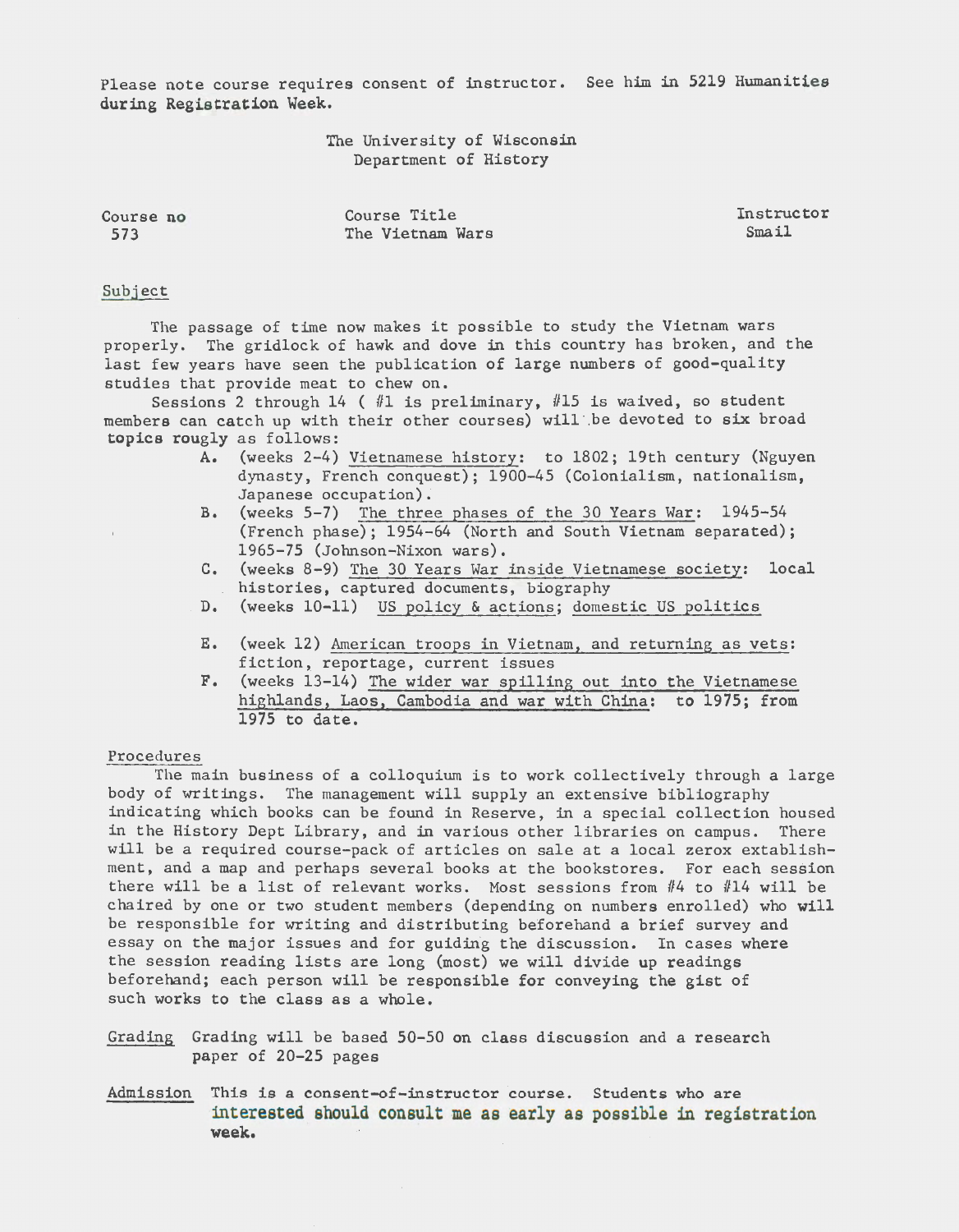Please note course requires consent of instructor. See him in 5219 Humanities during Registration Week.

The University of Wisconsin
Department of History

| Course no | Course Title | Instructor |
| --- | --- | --- |
| 573 | The Vietnam Wars | Smail |

Subject

The passage of time now makes it possible to study the Vietnam wars properly. The gridlock of hawk and dove in this country has broken, and the last few years have seen the publication of large numbers of good-quality studies that provide meat to chew on.

Sessions 2 through 14 ( #1 is preliminary, #15 is waived, so student members can catch up with their other courses) will be devoted to six broad topics rougly as follows:

A. (weeks 2-4) Vietnamese history: to 1802; 19th century (Nguyen dynasty, French conquest); 1900-45 (Colonialism, nationalism, Japanese occupation).
B. (weeks 5-7) The three phases of the 30 Years War: 1945-54 (French phase); 1954-64 (North and South Vietnam separated); 1965-75 (Johnson-Nixon wars).
C. (weeks 8-9) The 30 Years War inside Vietnamese society: local histories, captured documents, biography
D. (weeks 10-11) US policy & actions; domestic US politics
E. (week 12) American troops in Vietnam, and returning as vets: fiction, reportage, current issues
F. (weeks 13-14) The wider war spilling out into the Vietnamese highlands, Laos, Cambodia and war with China: to 1975; from 1975 to date.

Procedures

The main business of a colloquium is to work collectively through a large body of writings. The management will supply an extensive bibliography indicating which books can be found in Reserve, in a special collection housed in the History Dept Library, and in various other libraries on campus. There will be a required course-pack of articles on sale at a local zerox extablishment, and a map and perhaps several books at the bookstores. For each session there will be a list of relevant works. Most sessions from #4 to #14 will be chaired by one or two student members (depending on numbers enrolled) who will be responsible for writing and distributing beforehand a brief survey and essay on the major issues and for guiding the discussion. In cases where the session reading lists are long (most) we will divide up readings beforehand; each person will be responsible for conveying the gist of such works to the class as a whole.

Grading Grading will be based 50-50 on class discussion and a research paper of 20-25 pages

Admission This is a consent-of-instructor course. Students who are interested should consult me as early as possible in registration week.